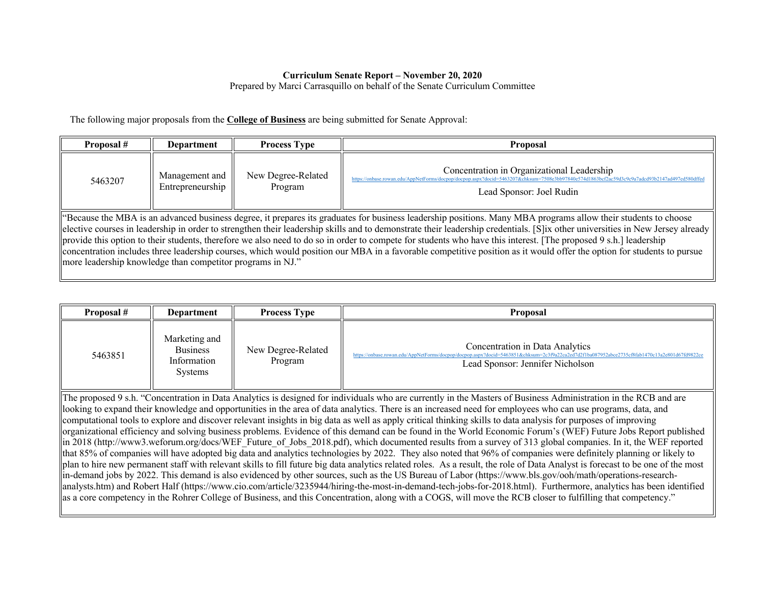**Curriculum Senate Report – November 20, 2020**

Prepared by Marci Carrasquillo on behalf of the Senate Curriculum Committee

The following major proposals from the **College of Business** are being submitted for Senate Approval:

| Proposal # | Department | Process Type | Proposal |
|---|---|---|---|
| 5463207 | Management and Entrepreneurship | New Degree-Related Program | Concentration in Organizational Leadership<br>https://onbase.rowan.edu/AppNetForms/docpop/docpop.aspx?docid=5463207&chksum=7508e3bb97840e574d1863bcf2ac59d3c9c9a7adcd93b2147ad497ed580dffed<br>Lead Sponsor: Joel Rudin |

"Because the MBA is an advanced business degree, it prepares its graduates for business leadership positions. Many MBA programs allow their students to choose elective courses in leadership in order to strengthen their leadership skills and to demonstrate their leadership credentials. [S]ix other universities in New Jersey already provide this option to their students, therefore we also need to do so in order to compete for students who have this interest. [The proposed 9 s.h.] leadership concentration includes three leadership courses, which would position our MBA in a favorable competitive position as it would offer the option for students to pursue more leadership knowledge than competitor programs in NJ."

| Proposal # | Department | Process Type | Proposal |
|---|---|---|---|
| 5463851 | Marketing and Business Information Systems | New Degree-Related Program | Concentration in Data Analytics<br>https://onbase.rowan.edu/AppNetForms/docpop/docpop.aspx?docid=5463851&chksum=2c3f9a22ca2ed7d2f1ba087952abce2735cf8fab1470c13a2e801d67fd9822ce<br>Lead Sponsor: Jennifer Nicholson |

The proposed 9 s.h. "Concentration in Data Analytics is designed for individuals who are currently in the Masters of Business Administration in the RCB and are looking to expand their knowledge and opportunities in the area of data analytics. There is an increased need for employees who can use programs, data, and computational tools to explore and discover relevant insights in big data as well as apply critical thinking skills to data analysis for purposes of improving organizational efficiency and solving business problems. Evidence of this demand can be found in the World Economic Forum's (WEF) Future Jobs Report published in 2018 (http://www3.weforum.org/docs/WEF_Future_of_Jobs_2018.pdf), which documented results from a survey of 313 global companies. In it, the WEF reported that 85% of companies will have adopted big data and analytics technologies by 2022. They also noted that 96% of companies were definitely planning or likely to plan to hire new permanent staff with relevant skills to fill future big data analytics related roles. As a result, the role of Data Analyst is forecast to be one of the most in-demand jobs by 2022. This demand is also evidenced by other sources, such as the US Bureau of Labor (https://www.bls.gov/ooh/math/operations-research-analysts.htm) and Robert Half (https://www.cio.com/article/3235944/hiring-the-most-in-demand-tech-jobs-for-2018.html). Furthermore, analytics has been identified as a core competency in the Rohrer College of Business, and this Concentration, along with a COGS, will move the RCB closer to fulfilling that competency."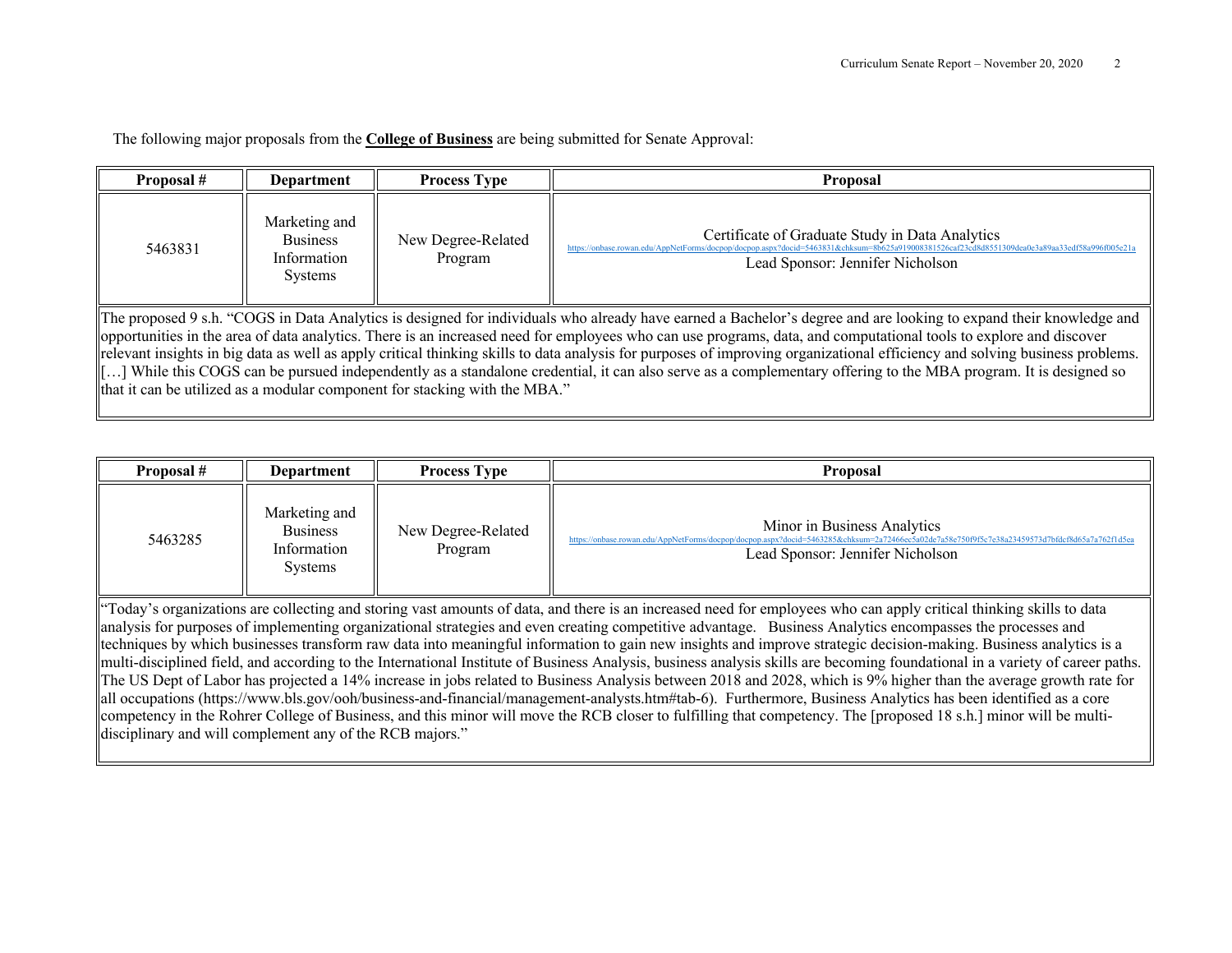The following major proposals from the **College of Business** are being submitted for Senate Approval:

| Proposal # | Department | Process Type | Proposal |
|---|---|---|---|
| 5463831 | Marketing and Business Information Systems | New Degree-Related Program | Certificate of Graduate Study in Data Analytics https://onbase.rowan.edu/AppNetForms/docpop/docpop.aspx?docid=5463831&chksum=8b625a919008381526caf23cd8d8551309dea0e3a89aa33edf58a996f005e21a Lead Sponsor: Jennifer Nicholson |

The proposed 9 s.h. "COGS in Data Analytics is designed for individuals who already have earned a Bachelor's degree and are looking to expand their knowledge and opportunities in the area of data analytics. There is an increased need for employees who can use programs, data, and computational tools to explore and discover relevant insights in big data as well as apply critical thinking skills to data analysis for purposes of improving organizational efficiency and solving business problems. […] While this COGS can be pursued independently as a standalone credential, it can also serve as a complementary offering to the MBA program. It is designed so that it can be utilized as a modular component for stacking with the MBA."

| Proposal # | Department | Process Type | Proposal |
|---|---|---|---|
| 5463285 | Marketing and Business Information Systems | New Degree-Related Program | Minor in Business Analytics https://onbase.rowan.edu/AppNetForms/docpop/docpop.aspx?docid=5463285&chksum=2a72466ec5a02de7a58e750f9f5c7e38a23459573d7bfdcf8d65a7a762f1d5ea Lead Sponsor: Jennifer Nicholson |

"Today's organizations are collecting and storing vast amounts of data, and there is an increased need for employees who can apply critical thinking skills to data analysis for purposes of implementing organizational strategies and even creating competitive advantage. Business Analytics encompasses the processes and techniques by which businesses transform raw data into meaningful information to gain new insights and improve strategic decision-making. Business analytics is a multi-disciplined field, and according to the International Institute of Business Analysis, business analysis skills are becoming foundational in a variety of career paths. The US Dept of Labor has projected a 14% increase in jobs related to Business Analysis between 2018 and 2028, which is 9% higher than the average growth rate for all occupations (https://www.bls.gov/ooh/business-and-financial/management-analysts.htm#tab-6). Furthermore, Business Analytics has been identified as a core competency in the Rohrer College of Business, and this minor will move the RCB closer to fulfilling that competency. The [proposed 18 s.h.] minor will be multi-disciplinary and will complement any of the RCB majors."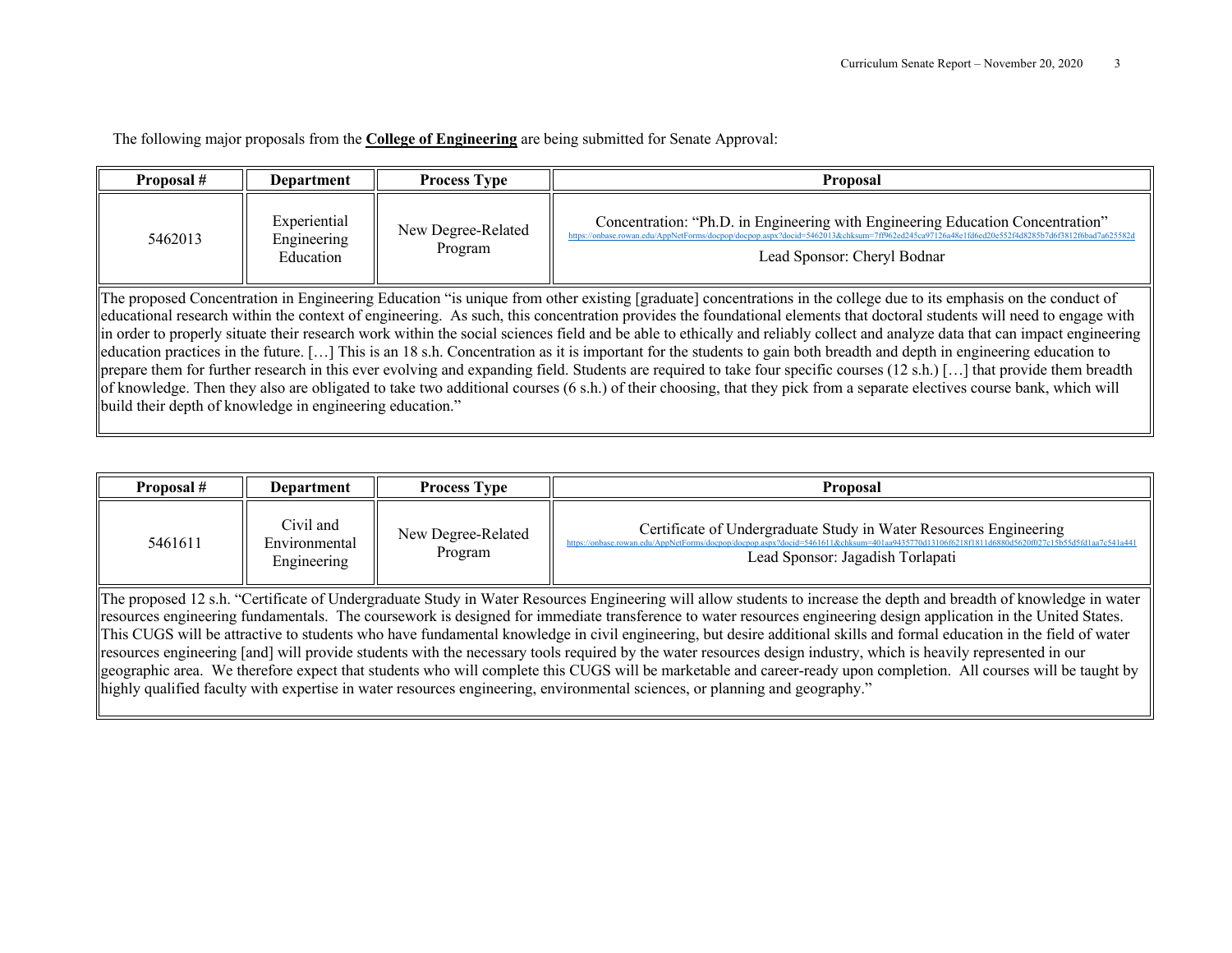The following major proposals from the **College of Engineering** are being submitted for Senate Approval:

| Proposal # | Department | Process Type | Proposal |
|---|---|---|---|
| 5462013 | Experiential Engineering Education | New Degree-Related Program | Concentration: "Ph.D. in Engineering with Engineering Education Concentration" https://onbase.rowan.edu/AppNetForms/docpop/docpop.aspx?docid=5462013&chksum=7ff962ed245ca97126a48e1fd6ed20e552f4d8285b7d6f3812f6bad7a625582d Lead Sponsor: Cheryl Bodnar |

The proposed Concentration in Engineering Education "is unique from other existing [graduate] concentrations in the college due to its emphasis on the conduct of educational research within the context of engineering. As such, this concentration provides the foundational elements that doctoral students will need to engage with in order to properly situate their research work within the social sciences field and be able to ethically and reliably collect and analyze data that can impact engineering education practices in the future. […] This is an 18 s.h. Concentration as it is important for the students to gain both breadth and depth in engineering education to prepare them for further research in this ever evolving and expanding field. Students are required to take four specific courses (12 s.h.) […] that provide them breadth of knowledge. Then they also are obligated to take two additional courses (6 s.h.) of their choosing, that they pick from a separate electives course bank, which will build their depth of knowledge in engineering education."

| Proposal # | Department | Process Type | Proposal |
|---|---|---|---|
| 5461611 | Civil and Environmental Engineering | New Degree-Related Program | Certificate of Undergraduate Study in Water Resources Engineering https://onbase.rowan.edu/AppNetForms/docpop/docpop.aspx?docid=5461611&chksum=401aa9435770d13106f6218f1811d6880d5620f027c15b55d5fd1aa7c541a441 Lead Sponsor: Jagadish Torlapati |

The proposed 12 s.h. "Certificate of Undergraduate Study in Water Resources Engineering will allow students to increase the depth and breadth of knowledge in water resources engineering fundamentals. The coursework is designed for immediate transference to water resources engineering design application in the United States. This CUGS will be attractive to students who have fundamental knowledge in civil engineering, but desire additional skills and formal education in the field of water resources engineering [and] will provide students with the necessary tools required by the water resources design industry, which is heavily represented in our geographic area. We therefore expect that students who will complete this CUGS will be marketable and career-ready upon completion. All courses will be taught by highly qualified faculty with expertise in water resources engineering, environmental sciences, or planning and geography."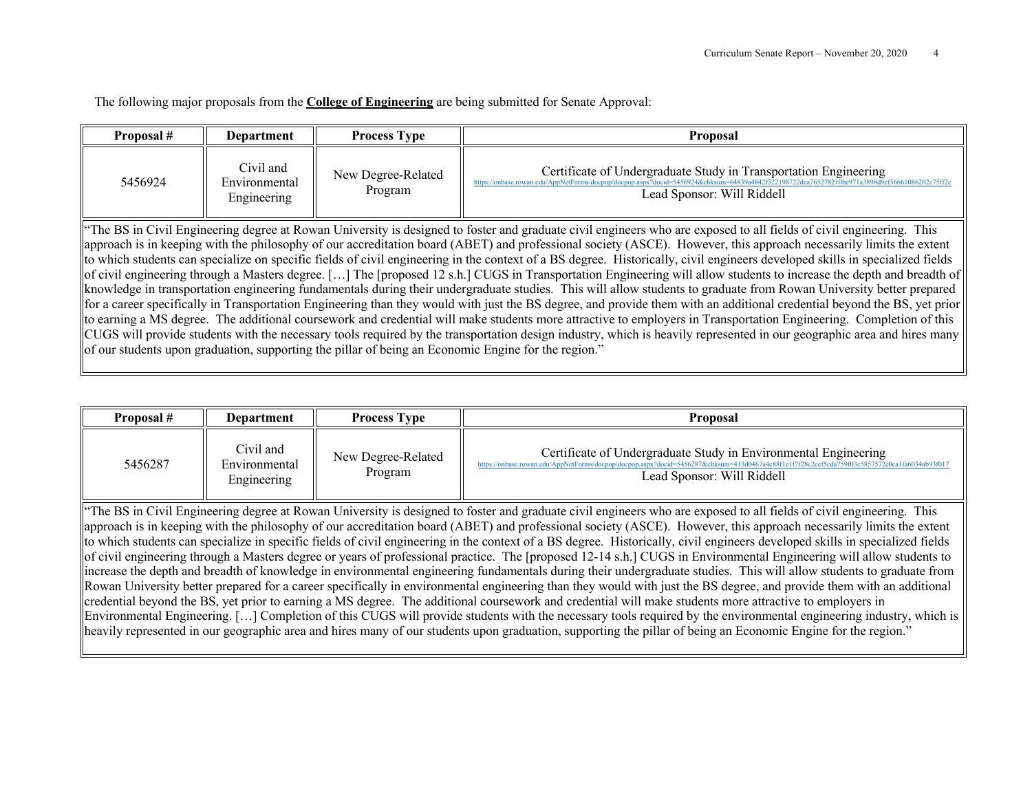The following major proposals from the **College of Engineering** are being submitted for Senate Approval:

| Proposal # | Department | Process Type | Proposal |
|---|---|---|---|
| 5456924 | Civil and Environmental Engineering | New Degree-Related Program | Certificate of Undergraduate Study in Transportation Engineering<br>https://onbase.rowan.edu/AppNetForms/docpop/docpop.aspx?docid=5456924&chksum=64839a4842f322198722dea765278210be971a3898d9ef56661086202e75ff2c<br>Lead Sponsor: Will Riddell |

"The BS in Civil Engineering degree at Rowan University is designed to foster and graduate civil engineers who are exposed to all fields of civil engineering. This approach is in keeping with the philosophy of our accreditation board (ABET) and professional society (ASCE). However, this approach necessarily limits the extent to which students can specialize on specific fields of civil engineering in the context of a BS degree. Historically, civil engineers developed skills in specialized fields of civil engineering through a Masters degree. […] The [proposed 12 s.h.] CUGS in Transportation Engineering will allow students to increase the depth and breadth of knowledge in transportation engineering fundamentals during their undergraduate studies. This will allow students to graduate from Rowan University better prepared for a career specifically in Transportation Engineering than they would with just the BS degree, and provide them with an additional credential beyond the BS, yet prior to earning a MS degree. The additional coursework and credential will make students more attractive to employers in Transportation Engineering. Completion of this CUGS will provide students with the necessary tools required by the transportation design industry, which is heavily represented in our geographic area and hires many of our students upon graduation, supporting the pillar of being an Economic Engine for the region."

| Proposal # | Department | Process Type | Proposal |
|---|---|---|---|
| 5456287 | Civil and Environmental Engineering | New Degree-Related Program | Certificate of Undergraduate Study in Environmental Engineering<br>https://onbase.rowan.edu/AppNetForms/docpop/docpop.aspx?docid=5456287&chksum=413d0467a4c88f1e1f7f28c2ccf5cda759f03c5857572e0ca1fa6034ab93f017<br>Lead Sponsor: Will Riddell |

"The BS in Civil Engineering degree at Rowan University is designed to foster and graduate civil engineers who are exposed to all fields of civil engineering. This approach is in keeping with the philosophy of our accreditation board (ABET) and professional society (ASCE). However, this approach necessarily limits the extent to which students can specialize in specific fields of civil engineering in the context of a BS degree. Historically, civil engineers developed skills in specialized fields of civil engineering through a Masters degree or years of professional practice. The [proposed 12-14 s.h.] CUGS in Environmental Engineering will allow students to increase the depth and breadth of knowledge in environmental engineering fundamentals during their undergraduate studies. This will allow students to graduate from Rowan University better prepared for a career specifically in environmental engineering than they would with just the BS degree, and provide them with an additional credential beyond the BS, yet prior to earning a MS degree. The additional coursework and credential will make students more attractive to employers in Environmental Engineering. […] Completion of this CUGS will provide students with the necessary tools required by the environmental engineering industry, which is heavily represented in our geographic area and hires many of our students upon graduation, supporting the pillar of being an Economic Engine for the region."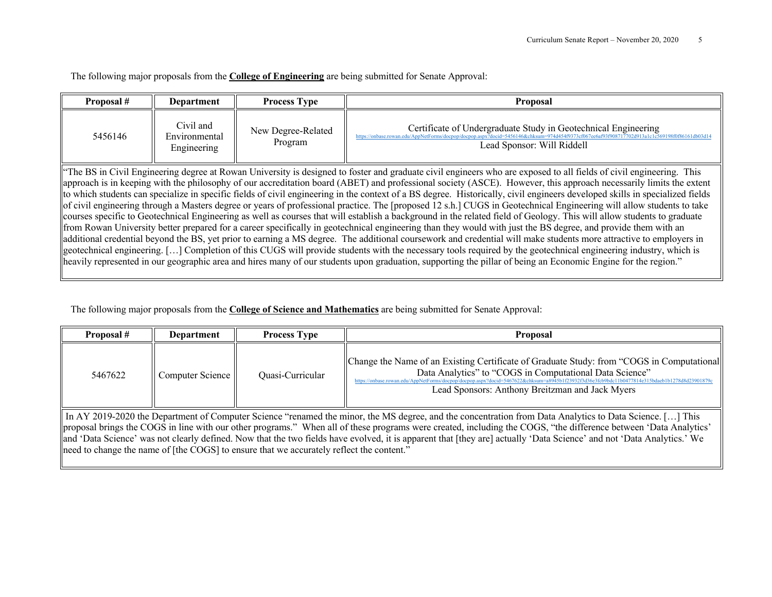The following major proposals from the **College of Engineering** are being submitted for Senate Approval:

| Proposal # | Department | Process Type | Proposal |
|---|---|---|---|
| 5456146 | Civil and Environmental Engineering | New Degree-Related Program | Certificate of Undergraduate Study in Geotechnical Engineering https://onbase.rowan.edu/AppNetForms/docpop/docpop.aspx?docid=5456146&chksum=974d454f9373cf067ee6af93f908717702d913a1c1c569198f0f86161db03d14 Lead Sponsor: Will Riddell |
| "The BS in Civil Engineering degree at Rowan University is designed to foster and graduate civil engineers who are exposed to all fields of civil engineering. This approach is in keeping with the philosophy of our accreditation board (ABET) and professional society (ASCE). However, this approach necessarily limits the extent to which students can specialize in specific fields of civil engineering in the context of a BS degree. Historically, civil engineers developed skills in specialized fields of civil engineering through a Masters degree or years of professional practice. The [proposed 12 s.h.] CUGS in Geotechnical Engineering will allow students to take courses specific to Geotechnical Engineering as well as courses that will establish a background in the related field of Geology. This will allow students to graduate from Rowan University better prepared for a career specifically in geotechnical engineering than they would with just the BS degree, and provide them with an additional credential beyond the BS, yet prior to earning a MS degree. The additional coursework and credential will make students more attractive to employers in geotechnical engineering. […] Completion of this CUGS will provide students with the necessary tools required by the geotechnical engineering industry, which is heavily represented in our geographic area and hires many of our students upon graduation, supporting the pillar of being an Economic Engine for the region." | | | |

The following major proposals from the **College of Science and Mathematics** are being submitted for Senate Approval:

| Proposal # | Department | Process Type | Proposal |
|---|---|---|---|
| 5467622 | Computer Science | Quasi-Curricular | Change the Name of an Existing Certificate of Graduate Study: from "COGS in Computational Data Analytics" to "COGS in Computational Data Science" https://onbase.rowan.edu/AppNetForms/docpop/docpop.aspx?docid=5467622&chksum=a8945b1f23932f3d36e3fcb9bdc11b0477814e315bdaeb1b1278d8d23901879c Lead Sponsors: Anthony Breitzman and Jack Myers |
| In AY 2019-2020 the Department of Computer Science "renamed the minor, the MS degree, and the concentration from Data Analytics to Data Science. […] This proposal brings the COGS in line with our other programs." When all of these programs were created, including the COGS, "the difference between 'Data Analytics' and 'Data Science' was not clearly defined. Now that the two fields have evolved, it is apparent that [they are] actually 'Data Science' and not 'Data Analytics.' We need to change the name of [the COGS] to ensure that we accurately reflect the content." | | | |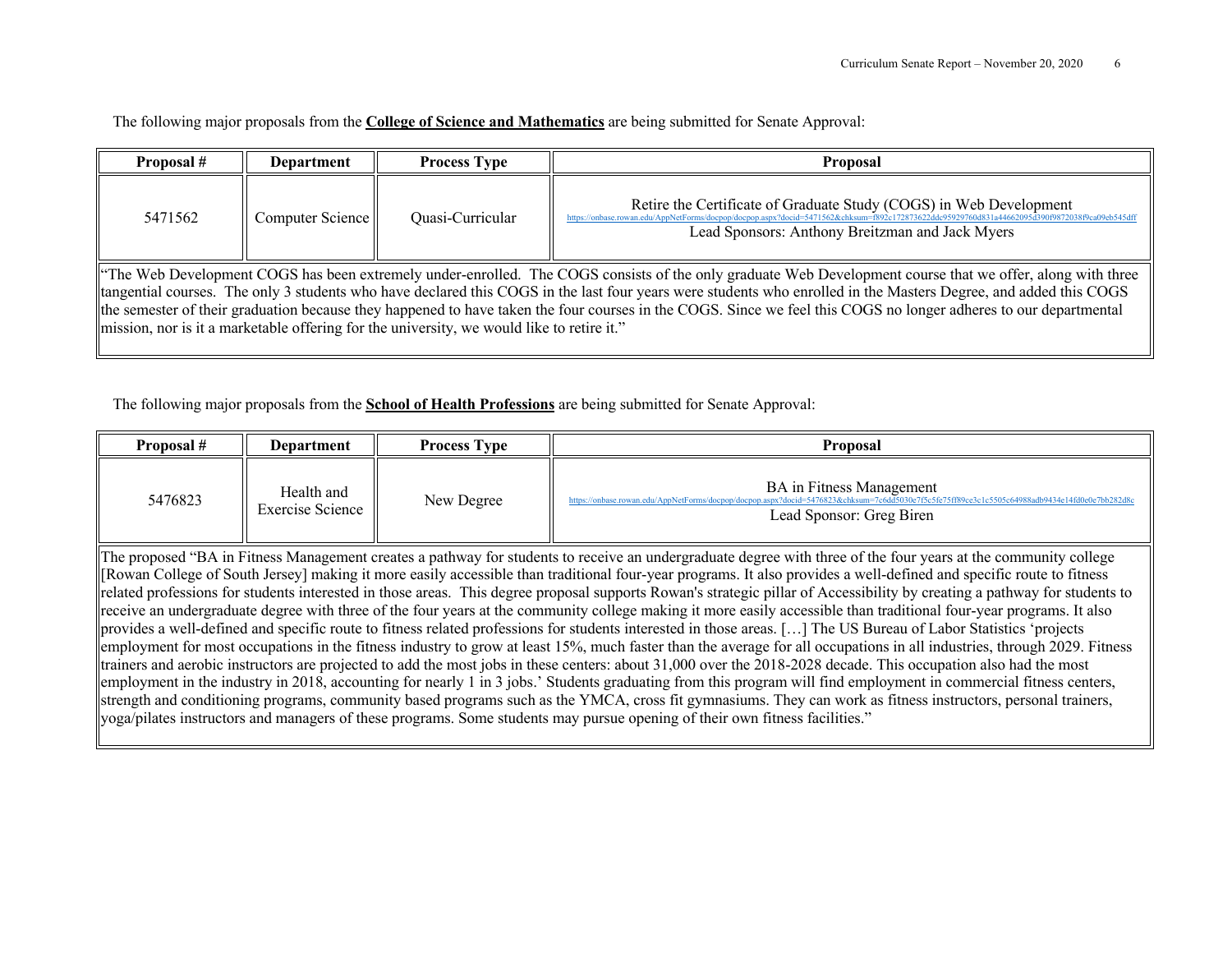The following major proposals from the **College of Science and Mathematics** are being submitted for Senate Approval:

| Proposal # | Department | Process Type | Proposal |
|---|---|---|---|
| 5471562 | Computer Science | Quasi-Curricular | Retire the Certificate of Graduate Study (COGS) in Web Development https://onbase.rowan.edu/AppNetForms/docpop/docpop.aspx?docid=5471562&chksum=f892c172873622ddc95929760d831a44662095d390f9872038f9ca09eb545dff Lead Sponsors: Anthony Breitzman and Jack Myers |
| "The Web Development COGS has been extremely under-enrolled. The COGS consists of the only graduate Web Development course that we offer, along with three tangential courses. The only 3 students who have declared this COGS in the last four years were students who enrolled in the Masters Degree, and added this COGS the semester of their graduation because they happened to have taken the four courses in the COGS. Since we feel this COGS no longer adheres to our departmental mission, nor is it a marketable offering for the university, we would like to retire it." | | | |

The following major proposals from the **School of Health Professions** are being submitted for Senate Approval:

| Proposal # | Department | Process Type | Proposal |
|---|---|---|---|
| 5476823 | Health and Exercise Science | New Degree | BA in Fitness Management https://onbase.rowan.edu/AppNetForms/docpop/docpop.aspx?docid=5476823&chksum=7c6dd5030e7f5c5fe75ff89ce3c1c5505c64988adb9434e14fd0e0e7bb282d8c Lead Sponsor: Greg Biren |
| The proposed "BA in Fitness Management creates a pathway for students to receive an undergraduate degree with three of the four years at the community college [Rowan College of South Jersey] making it more easily accessible than traditional four-year programs. It also provides a well-defined and specific route to fitness related professions for students interested in those areas. This degree proposal supports Rowan's strategic pillar of Accessibility by creating a pathway for students to receive an undergraduate degree with three of the four years at the community college making it more easily accessible than traditional four-year programs. It also provides a well-defined and specific route to fitness related professions for students interested in those areas. […] The US Bureau of Labor Statistics 'projects employment for most occupations in the fitness industry to grow at least 15%, much faster than the average for all occupations in all industries, through 2029. Fitness trainers and aerobic instructors are projected to add the most jobs in these centers: about 31,000 over the 2018-2028 decade. This occupation also had the most employment in the industry in 2018, accounting for nearly 1 in 3 jobs.' Students graduating from this program will find employment in commercial fitness centers, strength and conditioning programs, community based programs such as the YMCA, cross fit gymnasiums. They can work as fitness instructors, personal trainers, yoga/pilates instructors and managers of these programs. Some students may pursue opening of their own fitness facilities." | | | |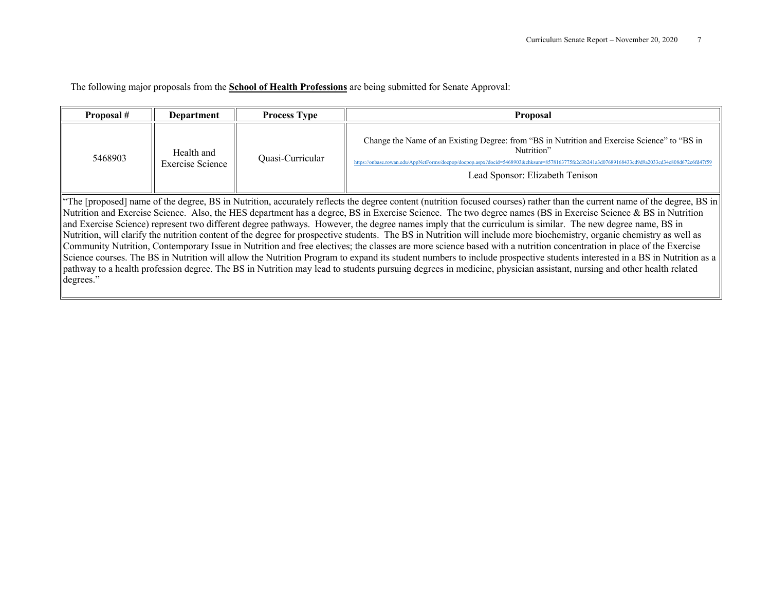The following major proposals from the **School of Health Professions** are being submitted for Senate Approval:

| Proposal # | Department | Process Type | Proposal |
|---|---|---|---|
| 5468903 | Health and Exercise Science | Quasi-Curricular | Change the Name of an Existing Degree: from "BS in Nutrition and Exercise Science" to "BS in Nutrition" https://onbase.rowan.edu/AppNetForms/docpop/docpop.aspx?docid=5468903&chksum=8578163775fe2d3b241a3d07689168433cd9d9a2033cd34c808d672c6fd47f59 Lead Sponsor: Elizabeth Tenison |
| "The [proposed] name of the degree, BS in Nutrition, accurately reflects the degree content (nutrition focused courses) rather than the current name of the degree, BS in Nutrition and Exercise Science. Also, the HES department has a degree, BS in Exercise Science. The two degree names (BS in Exercise Science & BS in Nutrition and Exercise Science) represent two different degree pathways. However, the degree names imply that the curriculum is similar. The new degree name, BS in Nutrition, will clarify the nutrition content of the degree for prospective students. The BS in Nutrition will include more biochemistry, organic chemistry as well as Community Nutrition, Contemporary Issue in Nutrition and free electives; the classes are more science based with a nutrition concentration in place of the Exercise Science courses. The BS in Nutrition will allow the Nutrition Program to expand its student numbers to include prospective students interested in a BS in Nutrition as a pathway to a health profession degree. The BS in Nutrition may lead to students pursuing degrees in medicine, physician assistant, nursing and other health related degrees." | | | |